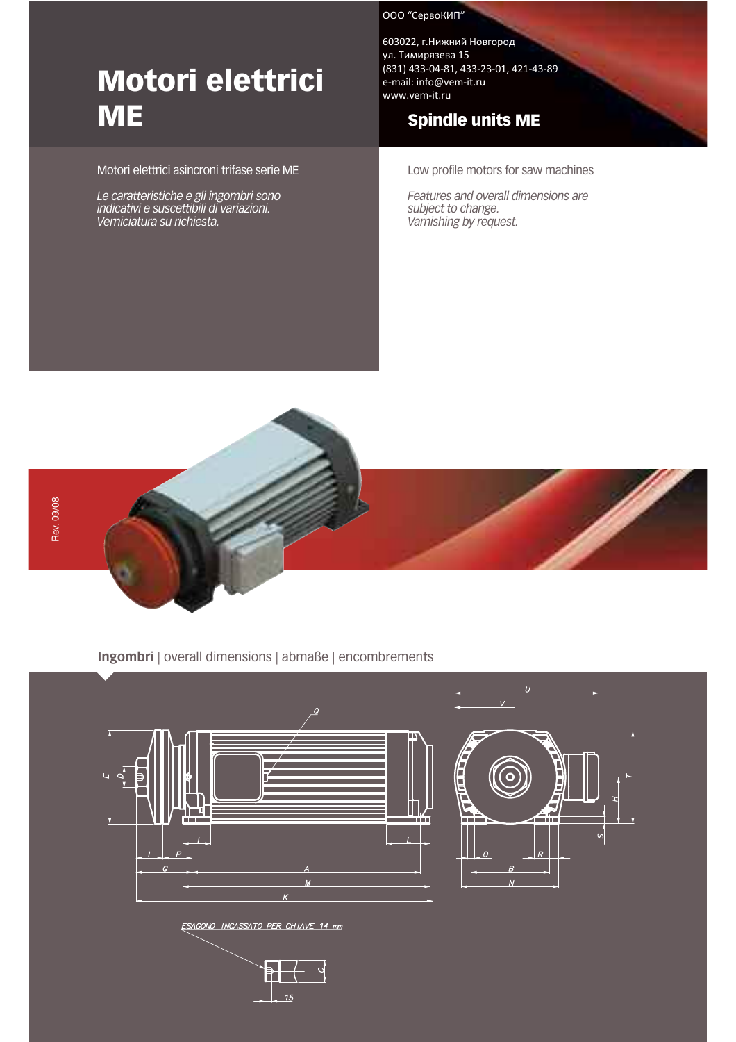# Motori elettrici ME

ООО "СервоКИП"

603022, г.Нижний Новгород
ул. Тимирязева 15
(831) 433-04-81, 433-23-01, 421-43-89
e-mail: info@vem-it.ru
www.vem-it.ru

## Spindle units ME

Motori elettrici asincroni trifase serie ME

*Le caratteristiche e gli ingombri sono indicativi e suscettibili di variazioni. Verniciatura su richiesta.*

Low profile motors for saw machines

*Features and overall dimensions are subject to change. Varnishing by request.*

Rev. 09/08

**Ingombri** | overall dimensions | abmaße | encombrements

ESAGONO INCASSATO PER CHIAVE 14 mm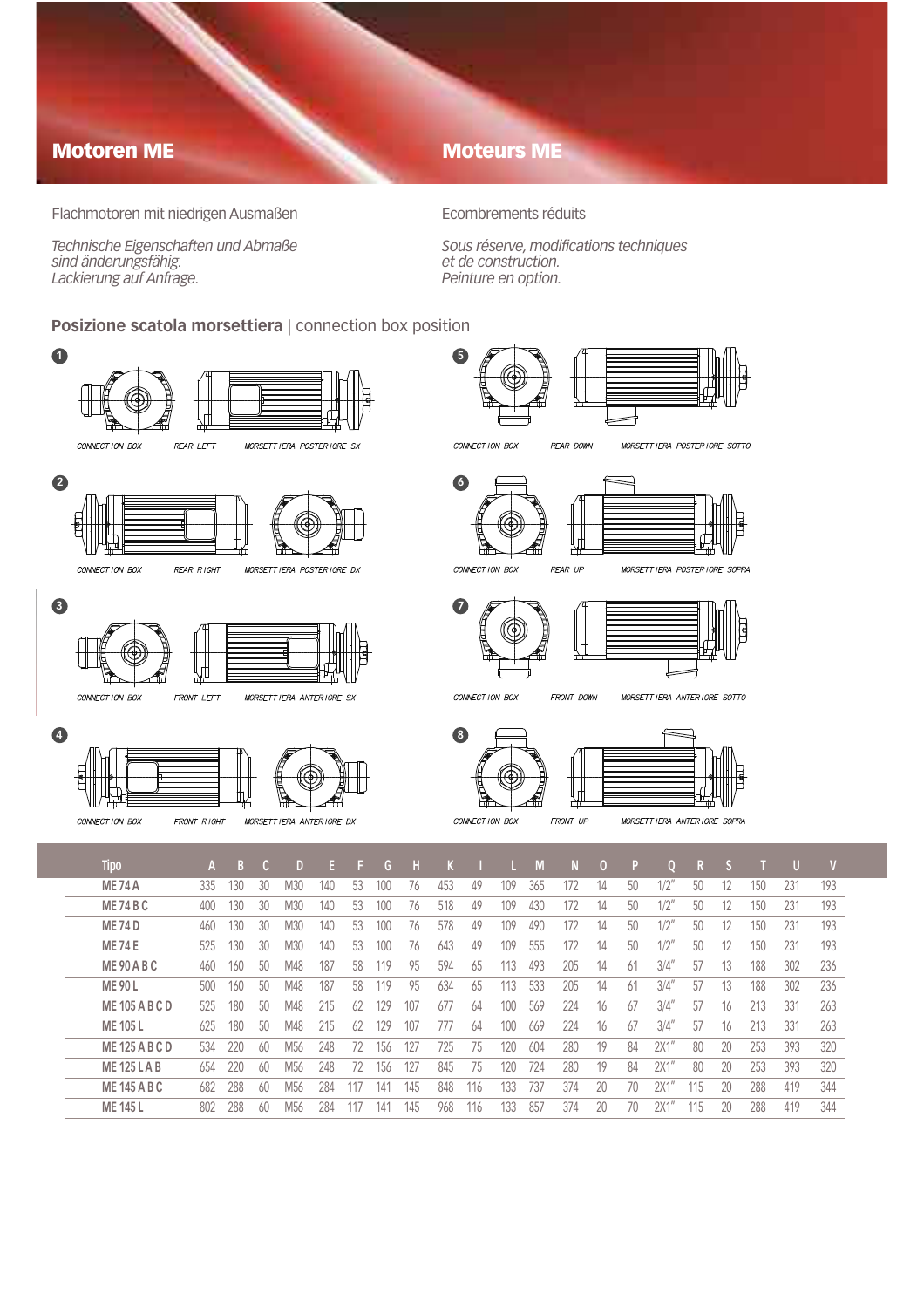## Motoren ME

## Moteurs ME

Flachmotoren mit niedrigen Ausmaßen

*Technische Eigenschaften und Abmaße sind änderungsfähig. Lackierung auf Anfrage.*

Ecombrements réduits

*Sous réserve, modifications techniques et de construction. Peinture en option.*

### **Posizione scatola morsettiera** | connection box position

1. CONNECTION BOX — REAR LEFT — MORSETTIERA POSTERIORE SX
2. CONNECTION BOX — REAR RIGHT — MORSETTIERA POSTERIORE DX
3. CONNECTION BOX — FRONT LEFT — MORSETTIERA ANTERIORE SX
4. CONNECTION BOX — FRONT RIGHT — MORSETTIERA ANTERIORE DX
5. CONNECTION BOX — REAR DOWN — MORSETTIERA POSTERIORE SOTTO
6. CONNECTION BOX — REAR UP — MORSETTIERA POSTERIORE SOPRA
7. CONNECTION BOX — FRONT DOWN — MORSETTIERA ANTERIORE SOTTO
8. CONNECTION BOX — FRONT UP — MORSETTIERA ANTERIORE SOPRA

| Tipo | A | B | C | D | E | F | G | H | K | I | L | M | N | O | P | Q | R | S | T | U | V |
|---|---|---|---|---|---|---|---|---|---|---|---|---|---|---|---|---|---|---|---|---|---|
| ME 74 A | 335 | 130 | 30 | M30 | 140 | 53 | 100 | 76 | 453 | 49 | 109 | 365 | 172 | 14 | 50 | 1/2" | 50 | 12 | 150 | 231 | 193 |
| ME 74 B C | 400 | 130 | 30 | M30 | 140 | 53 | 100 | 76 | 518 | 49 | 109 | 430 | 172 | 14 | 50 | 1/2" | 50 | 12 | 150 | 231 | 193 |
| ME 74 D | 460 | 130 | 30 | M30 | 140 | 53 | 100 | 76 | 578 | 49 | 109 | 490 | 172 | 14 | 50 | 1/2" | 50 | 12 | 150 | 231 | 193 |
| ME 74 E | 525 | 130 | 30 | M30 | 140 | 53 | 100 | 76 | 643 | 49 | 109 | 555 | 172 | 14 | 50 | 1/2" | 50 | 12 | 150 | 231 | 193 |
| ME 90 A B C | 460 | 160 | 50 | M48 | 187 | 58 | 119 | 95 | 594 | 65 | 113 | 493 | 205 | 14 | 61 | 3/4" | 57 | 13 | 188 | 302 | 236 |
| ME 90 L | 500 | 160 | 50 | M48 | 187 | 58 | 119 | 95 | 634 | 65 | 113 | 533 | 205 | 14 | 61 | 3/4" | 57 | 13 | 188 | 302 | 236 |
| ME 105 A B C D | 525 | 180 | 50 | M48 | 215 | 62 | 129 | 107 | 677 | 64 | 100 | 569 | 224 | 16 | 67 | 3/4" | 57 | 16 | 213 | 331 | 263 |
| ME 105 L | 625 | 180 | 50 | M48 | 215 | 62 | 129 | 107 | 777 | 64 | 100 | 669 | 224 | 16 | 67 | 3/4" | 57 | 16 | 213 | 331 | 263 |
| ME 125 A B C D | 534 | 220 | 60 | M56 | 248 | 72 | 156 | 127 | 725 | 75 | 120 | 604 | 280 | 19 | 84 | 2X1" | 80 | 20 | 253 | 393 | 320 |
| ME 125 L A B | 654 | 220 | 60 | M56 | 248 | 72 | 156 | 127 | 845 | 75 | 120 | 724 | 280 | 19 | 84 | 2X1" | 80 | 20 | 253 | 393 | 320 |
| ME 145 A B C | 682 | 288 | 60 | M56 | 284 | 117 | 141 | 145 | 848 | 116 | 133 | 737 | 374 | 20 | 70 | 2X1" | 115 | 20 | 288 | 419 | 344 |
| ME 145 L | 802 | 288 | 60 | M56 | 284 | 117 | 141 | 145 | 968 | 116 | 133 | 857 | 374 | 20 | 70 | 2X1" | 115 | 20 | 288 | 419 | 344 |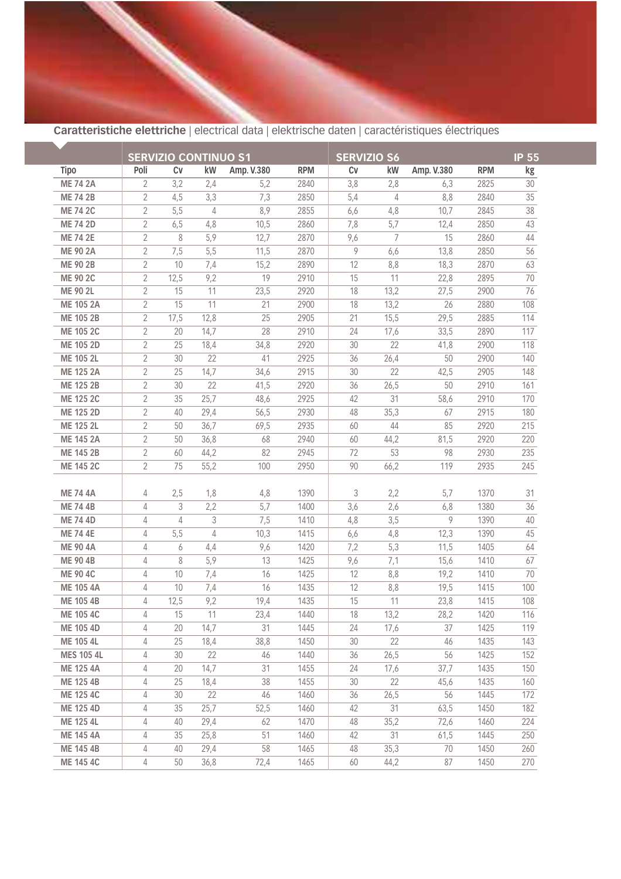**Caratteristiche elettriche** | electrical data | elektrische daten | caractéristiques électriques

| | SERVIZIO CONTINUO S1 | | | | | SERVIZIO S6 | | | | IP 55 |
|---|---|---|---|---|---|---|---|---|---|---|
| Tipo | Poli | Cv | kW | Amp. V.380 | RPM | Cv | kW | Amp. V.380 | RPM | kg |
| ME 74 2A | 2 | 3,2 | 2,4 | 5,2 | 2840 | 3,8 | 2,8 | 6,3 | 2825 | 30 |
| ME 74 2B | 2 | 4,5 | 3,3 | 7,3 | 2850 | 5,4 | 4 | 8,8 | 2840 | 35 |
| ME 74 2C | 2 | 5,5 | 4 | 8,9 | 2855 | 6,6 | 4,8 | 10,7 | 2845 | 38 |
| ME 74 2D | 2 | 6,5 | 4,8 | 10,5 | 2860 | 7,8 | 5,7 | 12,4 | 2850 | 43 |
| ME 74 2E | 2 | 8 | 5,9 | 12,7 | 2870 | 9,6 | 7 | 15 | 2860 | 44 |
| ME 90 2A | 2 | 7,5 | 5,5 | 11,5 | 2870 | 9 | 6,6 | 13,8 | 2850 | 56 |
| ME 90 2B | 2 | 10 | 7,4 | 15,2 | 2890 | 12 | 8,8 | 18,3 | 2870 | 63 |
| ME 90 2C | 2 | 12,5 | 9,2 | 19 | 2910 | 15 | 11 | 22,8 | 2895 | 70 |
| ME 90 2L | 2 | 15 | 11 | 23,5 | 2920 | 18 | 13,2 | 27,5 | 2900 | 76 |
| ME 105 2A | 2 | 15 | 11 | 21 | 2900 | 18 | 13,2 | 26 | 2880 | 108 |
| ME 105 2B | 2 | 17,5 | 12,8 | 25 | 2905 | 21 | 15,5 | 29,5 | 2885 | 114 |
| ME 105 2C | 2 | 20 | 14,7 | 28 | 2910 | 24 | 17,6 | 33,5 | 2890 | 117 |
| ME 105 2D | 2 | 25 | 18,4 | 34,8 | 2920 | 30 | 22 | 41,8 | 2900 | 118 |
| ME 105 2L | 2 | 30 | 22 | 41 | 2925 | 36 | 26,4 | 50 | 2900 | 140 |
| ME 125 2A | 2 | 25 | 14,7 | 34,6 | 2915 | 30 | 22 | 42,5 | 2905 | 148 |
| ME 125 2B | 2 | 30 | 22 | 41,5 | 2920 | 36 | 26,5 | 50 | 2910 | 161 |
| ME 125 2C | 2 | 35 | 25,7 | 48,6 | 2925 | 42 | 31 | 58,6 | 2910 | 170 |
| ME 125 2D | 2 | 40 | 29,4 | 56,5 | 2930 | 48 | 35,3 | 67 | 2915 | 180 |
| ME 125 2L | 2 | 50 | 36,7 | 69,5 | 2935 | 60 | 44 | 85 | 2920 | 215 |
| ME 145 2A | 2 | 50 | 36,8 | 68 | 2940 | 60 | 44,2 | 81,5 | 2920 | 220 |
| ME 145 2B | 2 | 60 | 44,2 | 82 | 2945 | 72 | 53 | 98 | 2930 | 235 |
| ME 145 2C | 2 | 75 | 55,2 | 100 | 2950 | 90 | 66,2 | 119 | 2935 | 245 |
| | | | | | | | | | | |
| ME 74 4A | 4 | 2,5 | 1,8 | 4,8 | 1390 | 3 | 2,2 | 5,7 | 1370 | 31 |
| ME 74 4B | 4 | 3 | 2,2 | 5,7 | 1400 | 3,6 | 2,6 | 6,8 | 1380 | 36 |
| ME 74 4D | 4 | 4 | 3 | 7,5 | 1410 | 4,8 | 3,5 | 9 | 1390 | 40 |
| ME 74 4E | 4 | 5,5 | 4 | 10,3 | 1415 | 6,6 | 4,8 | 12,3 | 1390 | 45 |
| ME 90 4A | 4 | 6 | 4,4 | 9,6 | 1420 | 7,2 | 5,3 | 11,5 | 1405 | 64 |
| ME 90 4B | 4 | 8 | 5,9 | 13 | 1425 | 9,6 | 7,1 | 15,6 | 1410 | 67 |
| ME 90 4C | 4 | 10 | 7,4 | 16 | 1425 | 12 | 8,8 | 19,2 | 1410 | 70 |
| ME 105 4A | 4 | 10 | 7,4 | 16 | 1435 | 12 | 8,8 | 19,5 | 1415 | 100 |
| ME 105 4B | 4 | 12,5 | 9,2 | 19,4 | 1435 | 15 | 11 | 23,8 | 1415 | 108 |
| ME 105 4C | 4 | 15 | 11 | 23,4 | 1440 | 18 | 13,2 | 28,2 | 1420 | 116 |
| ME 105 4D | 4 | 20 | 14,7 | 31 | 1445 | 24 | 17,6 | 37 | 1425 | 119 |
| ME 105 4L | 4 | 25 | 18,4 | 38,8 | 1450 | 30 | 22 | 46 | 1435 | 143 |
| MES 105 4L | 4 | 30 | 22 | 46 | 1440 | 36 | 26,5 | 56 | 1425 | 152 |
| ME 125 4A | 4 | 20 | 14,7 | 31 | 1455 | 24 | 17,6 | 37,7 | 1435 | 150 |
| ME 125 4B | 4 | 25 | 18,4 | 38 | 1455 | 30 | 22 | 45,6 | 1435 | 160 |
| ME 125 4C | 4 | 30 | 22 | 46 | 1460 | 36 | 26,5 | 56 | 1445 | 172 |
| ME 125 4D | 4 | 35 | 25,7 | 52,5 | 1460 | 42 | 31 | 63,5 | 1450 | 182 |
| ME 125 4L | 4 | 40 | 29,4 | 62 | 1470 | 48 | 35,2 | 72,6 | 1460 | 224 |
| ME 145 4A | 4 | 35 | 25,8 | 51 | 1460 | 42 | 31 | 61,5 | 1445 | 250 |
| ME 145 4B | 4 | 40 | 29,4 | 58 | 1465 | 48 | 35,3 | 70 | 1450 | 260 |
| ME 145 4C | 4 | 50 | 36,8 | 72,4 | 1465 | 60 | 44,2 | 87 | 1450 | 270 |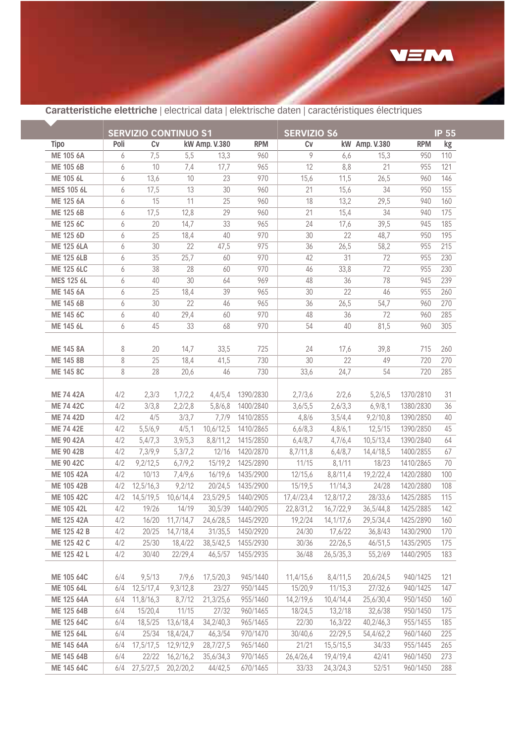VEM

**Caratteristiche elettriche** | electrical data | elektrische daten | caractéristiques électriques

| | SERVIZIO CONTINUO S1 | | | | | SERVIZIO S6 | | | | IP 55 |
|---|---|---|---|---|---|---|---|---|---|---|
| Tipo | Poli | Cv | kW | Amp. V.380 | RPM | Cv | kW | Amp. V.380 | RPM | kg |
| ME 105 6A | 6 | 7,5 | 5,5 | 13,3 | 960 | 9 | 6,6 | 15,3 | 950 | 110 |
| ME 105 6B | 6 | 10 | 7,4 | 17,7 | 965 | 12 | 8,8 | 21 | 955 | 121 |
| ME 105 6L | 6 | 13,6 | 10 | 23 | 970 | 15,6 | 11,5 | 26,5 | 960 | 146 |
| MES 105 6L | 6 | 17,5 | 13 | 30 | 960 | 21 | 15,6 | 34 | 950 | 155 |
| ME 125 6A | 6 | 15 | 11 | 25 | 960 | 18 | 13,2 | 29,5 | 940 | 160 |
| ME 125 6B | 6 | 17,5 | 12,8 | 29 | 960 | 21 | 15,4 | 34 | 940 | 175 |
| ME 125 6C | 6 | 20 | 14,7 | 33 | 965 | 24 | 17,6 | 39,5 | 945 | 185 |
| ME 125 6D | 6 | 25 | 18,4 | 40 | 970 | 30 | 22 | 48,7 | 950 | 195 |
| ME 125 6LA | 6 | 30 | 22 | 47,5 | 975 | 36 | 26,5 | 58,2 | 955 | 215 |
| ME 125 6LB | 6 | 35 | 25,7 | 60 | 970 | 42 | 31 | 72 | 955 | 230 |
| ME 125 6LC | 6 | 38 | 28 | 60 | 970 | 46 | 33,8 | 72 | 955 | 230 |
| MES 125 6L | 6 | 40 | 30 | 64 | 969 | 48 | 36 | 78 | 945 | 239 |
| ME 145 6A | 6 | 25 | 18,4 | 39 | 965 | 30 | 22 | 46 | 955 | 260 |
| ME 145 6B | 6 | 30 | 22 | 46 | 965 | 36 | 26,5 | 54,7 | 960 | 270 |
| ME 145 6C | 6 | 40 | 29,4 | 60 | 970 | 48 | 36 | 72 | 960 | 285 |
| ME 145 6L | 6 | 45 | 33 | 68 | 970 | 54 | 40 | 81,5 | 960 | 305 |
| | | | | | | | | | | |
| ME 145 8A | 8 | 20 | 14,7 | 33,5 | 725 | 24 | 17,6 | 39,8 | 715 | 260 |
| ME 145 8B | 8 | 25 | 18,4 | 41,5 | 730 | 30 | 22 | 49 | 720 | 270 |
| ME 145 8C | 8 | 28 | 20,6 | 46 | 730 | 33,6 | 24,7 | 54 | 720 | 285 |
| | | | | | | | | | | |
| ME 74 42A | 4/2 | 2,3/3 | 1,7/2,2 | 4,4/5,4 | 1390/2830 | 2,7/3,6 | 2/2,6 | 5,2/6,5 | 1370/2810 | 31 |
| ME 74 42C | 4/2 | 3/3,8 | 2,2/2,8 | 5,8/6,8 | 1400/2840 | 3,6/5,5 | 2,6/3,3 | 6,9/8,1 | 1380/2830 | 36 |
| ME 74 42D | 4/2 | 4/5 | 3/3,7 | 7,7/9 | 1410/2855 | 4,8/6 | 3,5/4,4 | 9,2/10,8 | 1390/2850 | 40 |
| ME 74 42E | 4/2 | 5,5/6,9 | 4/5,1 | 10,6/12,5 | 1410/2865 | 6,6/8,3 | 4,8/6,1 | 12,5/15 | 1390/2850 | 45 |
| ME 90 42A | 4/2 | 5,4/7,3 | 3,9/5,3 | 8,8/11,2 | 1415/2850 | 6,4/8,7 | 4,7/6,4 | 10,5/13,4 | 1390/2840 | 64 |
| ME 90 42B | 4/2 | 7,3/9,9 | 5,3/7,2 | 12/16 | 1420/2870 | 8,7/11,8 | 6,4/8,7 | 14,4/18,5 | 1400/2855 | 67 |
| ME 90 42C | 4/2 | 9,2/12,5 | 6,7/9,2 | 15/19,2 | 1425/2890 | 11/15 | 8,1/11 | 18/23 | 1410/2865 | 70 |
| ME 105 42A | 4/2 | 10/13 | 7,4/9,6 | 16/19,6 | 1435/2900 | 12/15,6 | 8,8/11,4 | 19,2/22,4 | 1420/2880 | 100 |
| ME 105 42B | 4/2 | 12,5/16,3 | 9,2/12 | 20/24,5 | 1435/2900 | 15/19,5 | 11/14,3 | 24/28 | 1420/2880 | 108 |
| ME 105 42C | 4/2 | 14,5/19,5 | 10,6/14,4 | 23,5/29,5 | 1440/2905 | 17,4//23,4 | 12,8/17,2 | 28/33,6 | 1425/2885 | 115 |
| ME 105 42L | 4/2 | 19/26 | 14/19 | 30,5/39 | 1440/2905 | 22,8/31,2 | 16,7/22,9 | 36,5/44,8 | 1425/2885 | 142 |
| ME 125 42A | 4/2 | 16/20 | 11,7/14,7 | 24,6/28,5 | 1445/2920 | 19,2/24 | 14,1/17,6 | 29,5/34,4 | 1425/2890 | 160 |
| ME 125 42 B | 4/2 | 20/25 | 14,7/18,4 | 31/35,5 | 1450/2920 | 24/30 | 17,6/22 | 36,8/43 | 1430/2900 | 170 |
| ME 125 42 C | 4/2 | 25/30 | 18,4/22 | 38,5/42,5 | 1455/2930 | 30/36 | 22/26,5 | 46/51,5 | 1435/2905 | 175 |
| ME 125 42 L | 4/2 | 30/40 | 22/29,4 | 46,5/57 | 1455/2935 | 36/48 | 26,5/35,3 | 55,2/69 | 1440/2905 | 183 |
| | | | | | | | | | | |
| ME 105 64C | 6/4 | 9,5/13 | 7/9,6 | 17,5/20,3 | 945/1440 | 11,4/15,6 | 8,4/11,5 | 20,6/24,5 | 940/1425 | 121 |
| ME 105 64L | 6/4 | 12,5/17,4 | 9,3/12,8 | 23/27 | 950/1445 | 15/20,9 | 11/15,3 | 27/32,6 | 940/1425 | 147 |
| ME 125 64A | 6/4 | 11,8/16,3 | 8,7/12 | 21,3/25,6 | 955/1460 | 14,2/19,6 | 10,4/14,4 | 25,6/30,4 | 950/1450 | 160 |
| ME 125 64B | 6/4 | 15/20,4 | 11/15 | 27/32 | 960/1465 | 18/24,5 | 13,2/18 | 32,6/38 | 950/1450 | 175 |
| ME 125 64C | 6/4 | 18,5/25 | 13,6/18,4 | 34,2/40,3 | 965/1465 | 22/30 | 16,3/22 | 40,2/46,3 | 955/1455 | 185 |
| ME 125 64L | 6/4 | 25/34 | 18,4/24,7 | 46,3/54 | 970/1470 | 30/40,6 | 22/29,5 | 54,4/62,2 | 960/1460 | 225 |
| ME 145 64A | 6/4 | 17,5/17,5 | 12,9/12,9 | 28,7/27,5 | 965/1460 | 21/21 | 15,5/15,5 | 34/33 | 955/1445 | 265 |
| ME 145 64B | 6/4 | 22/22 | 16,2/16,2 | 35,6/34,3 | 970/1465 | 26,4/26,4 | 19,4/19,4 | 42/41 | 960/1450 | 273 |
| ME 145 64C | 6/4 | 27,5/27,5 | 20,2/20,2 | 44/42,5 | 670/1465 | 33/33 | 24,3/24,3 | 52/51 | 960/1450 | 288 |